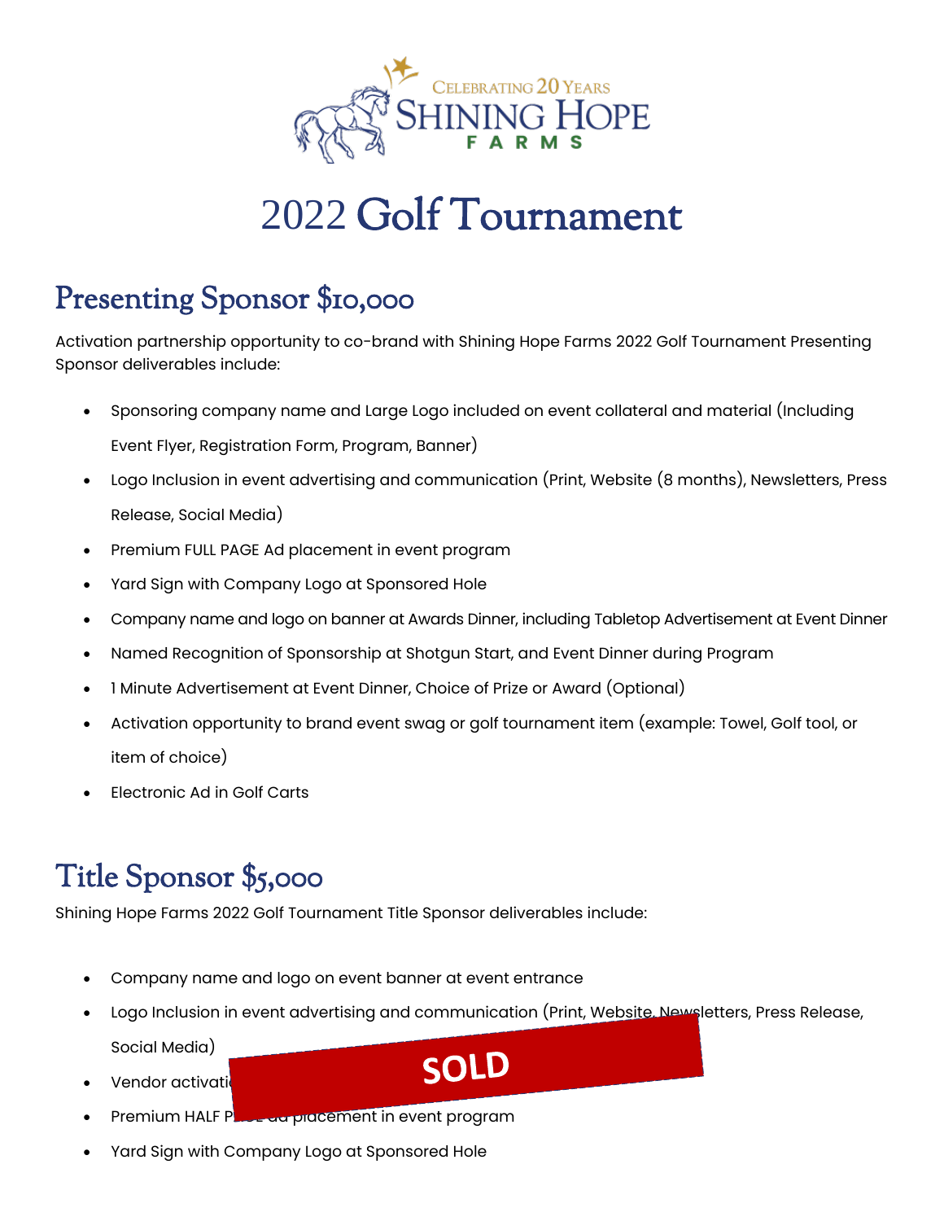CELEBRATING 20 YEARS
SHINING HOPE
FARMS

# 2022 Golf Tournament

## Presenting Sponsor $10,000

Activation partnership opportunity to co-brand with Shining Hope Farms 2022 Golf Tournament Presenting Sponsor deliverables include:

- Sponsoring company name and Large Logo included on event collateral and material (Including Event Flyer, Registration Form, Program, Banner)
- Logo Inclusion in event advertising and communication (Print, Website (8 months), Newsletters, Press Release, Social Media)
- Premium FULL PAGE Ad placement in event program
- Yard Sign with Company Logo at Sponsored Hole
- Company name and logo on banner at Awards Dinner, including Tabletop Advertisement at Event Dinner
- Named Recognition of Sponsorship at Shotgun Start, and Event Dinner during Program
- 1 Minute Advertisement at Event Dinner, Choice of Prize or Award (Optional)
- Activation opportunity to brand event swag or golf tournament item (example: Towel, Golf tool, or item of choice)
- Electronic Ad in Golf Carts

## Title Sponsor $5,000

Shining Hope Farms 2022 Golf Tournament Title Sponsor deliverables include:

**SOLD**

- Company name and logo on event banner at event entrance
- Logo Inclusion in event advertising and communication (Print, Website, Newsletters, Press Release, Social Media)
- Vendor activati
- Premium HALF P ad placement in event program
- Yard Sign with Company Logo at Sponsored Hole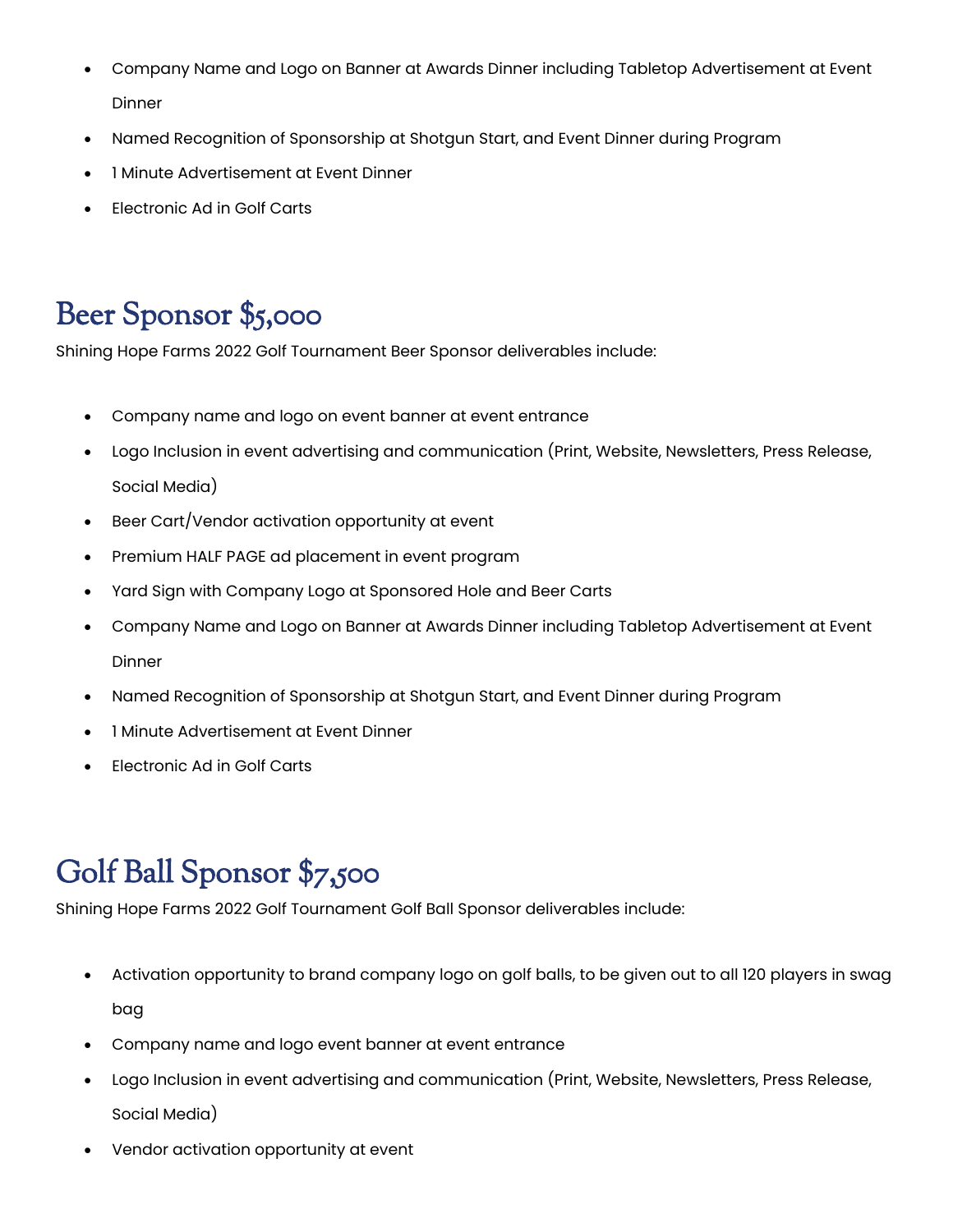- Company Name and Logo on Banner at Awards Dinner including Tabletop Advertisement at Event Dinner
- Named Recognition of Sponsorship at Shotgun Start, and Event Dinner during Program
- 1 Minute Advertisement at Event Dinner
- Electronic Ad in Golf Carts

## Beer Sponsor $5,000

Shining Hope Farms 2022 Golf Tournament Beer Sponsor deliverables include:

- Company name and logo on event banner at event entrance
- Logo Inclusion in event advertising and communication (Print, Website, Newsletters, Press Release, Social Media)
- Beer Cart/Vendor activation opportunity at event
- Premium HALF PAGE ad placement in event program
- Yard Sign with Company Logo at Sponsored Hole and Beer Carts
- Company Name and Logo on Banner at Awards Dinner including Tabletop Advertisement at Event Dinner
- Named Recognition of Sponsorship at Shotgun Start, and Event Dinner during Program
- 1 Minute Advertisement at Event Dinner
- Electronic Ad in Golf Carts

## Golf Ball Sponsor $7,500

Shining Hope Farms 2022 Golf Tournament Golf Ball Sponsor deliverables include:

- Activation opportunity to brand company logo on golf balls, to be given out to all 120 players in swag bag
- Company name and logo event banner at event entrance
- Logo Inclusion in event advertising and communication (Print, Website, Newsletters, Press Release, Social Media)
- Vendor activation opportunity at event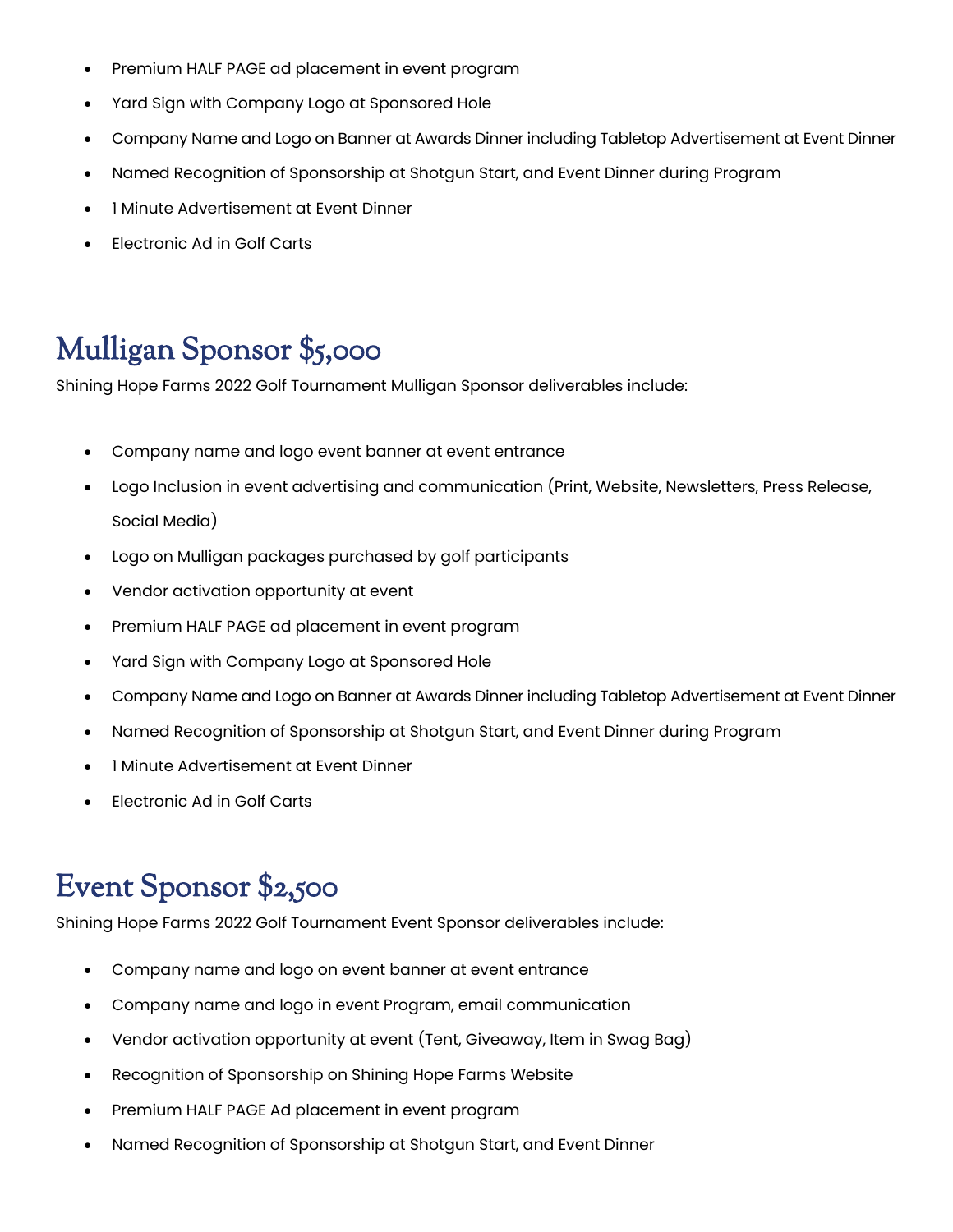- Premium HALF PAGE ad placement in event program
- Yard Sign with Company Logo at Sponsored Hole
- Company Name and Logo on Banner at Awards Dinner including Tabletop Advertisement at Event Dinner
- Named Recognition of Sponsorship at Shotgun Start, and Event Dinner during Program
- 1 Minute Advertisement at Event Dinner
- Electronic Ad in Golf Carts

## Mulligan Sponsor $5,000

Shining Hope Farms 2022 Golf Tournament Mulligan Sponsor deliverables include:

- Company name and logo event banner at event entrance
- Logo Inclusion in event advertising and communication (Print, Website, Newsletters, Press Release, Social Media)
- Logo on Mulligan packages purchased by golf participants
- Vendor activation opportunity at event
- Premium HALF PAGE ad placement in event program
- Yard Sign with Company Logo at Sponsored Hole
- Company Name and Logo on Banner at Awards Dinner including Tabletop Advertisement at Event Dinner
- Named Recognition of Sponsorship at Shotgun Start, and Event Dinner during Program
- 1 Minute Advertisement at Event Dinner
- Electronic Ad in Golf Carts

## Event Sponsor $2,500

Shining Hope Farms 2022 Golf Tournament Event Sponsor deliverables include:

- Company name and logo on event banner at event entrance
- Company name and logo in event Program, email communication
- Vendor activation opportunity at event (Tent, Giveaway, Item in Swag Bag)
- Recognition of Sponsorship on Shining Hope Farms Website
- Premium HALF PAGE Ad placement in event program
- Named Recognition of Sponsorship at Shotgun Start, and Event Dinner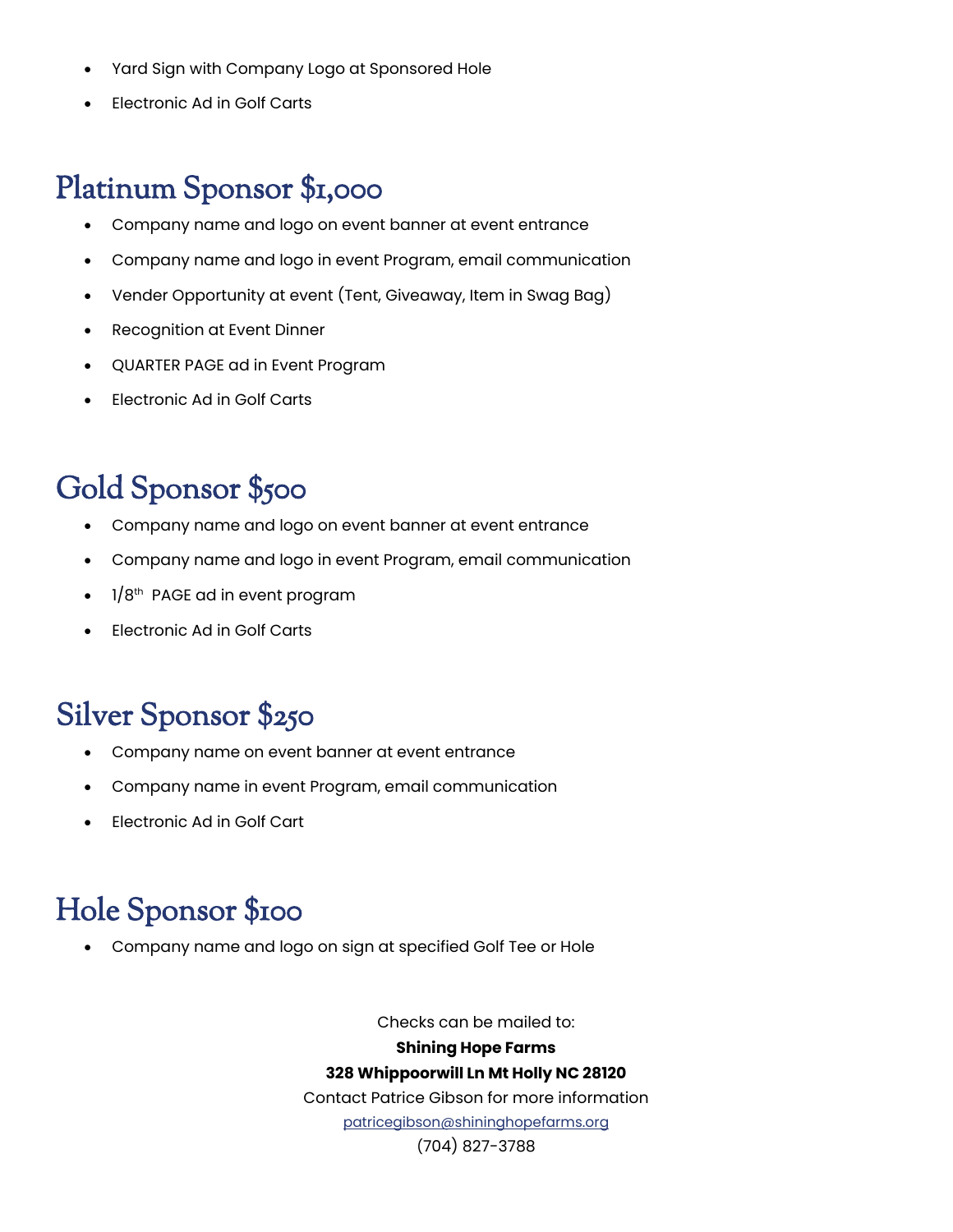- Yard Sign with Company Logo at Sponsored Hole
- Electronic Ad in Golf Carts

## Platinum Sponsor $1,000

- Company name and logo on event banner at event entrance
- Company name and logo in event Program, email communication
- Vender Opportunity at event (Tent, Giveaway, Item in Swag Bag)
- Recognition at Event Dinner
- QUARTER PAGE ad in Event Program
- Electronic Ad in Golf Carts

## Gold Sponsor $500

- Company name and logo on event banner at event entrance
- Company name and logo in event Program, email communication
- 1/8th PAGE ad in event program
- Electronic Ad in Golf Carts

## Silver Sponsor $250

- Company name on event banner at event entrance
- Company name in event Program, email communication
- Electronic Ad in Golf Cart

## Hole Sponsor $100

- Company name and logo on sign at specified Golf Tee or Hole

Checks can be mailed to:

**Shining Hope Farms**

**328 Whippoorwill Ln Mt Holly NC 28120**

Contact Patrice Gibson for more information

patricegibson@shininghopefarms.org

(704) 827-3788